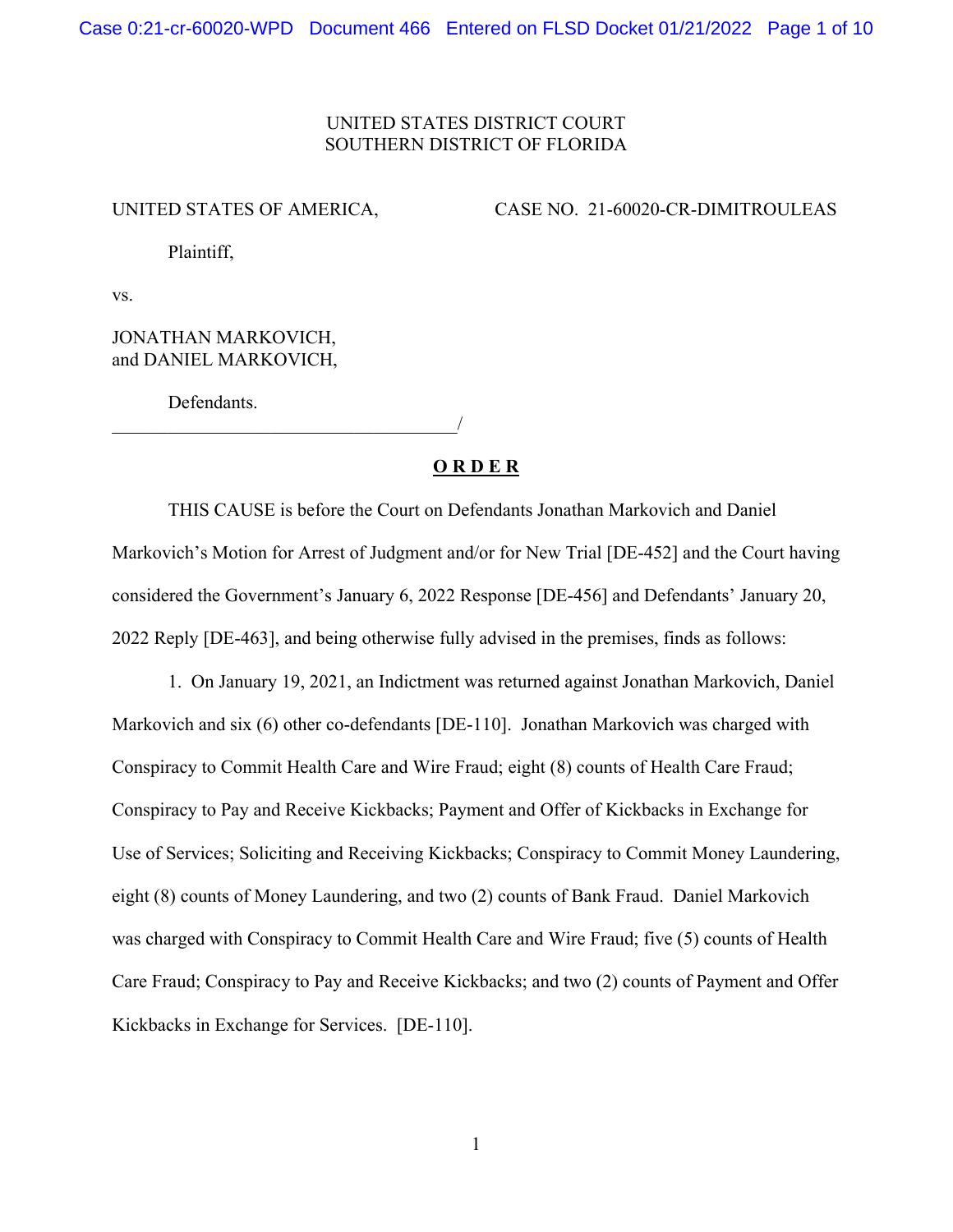UNITED STATES DISTRICT COURT
SOUTHERN DISTRICT OF FLORIDA

UNITED STATES OF AMERICA,

CASE NO. 21-60020-CR-DIMITROULEAS

Plaintiff,

vs.

JONATHAN MARKOVICH,
and DANIEL MARKOVICH,

Defendants.
_____________________________________/

# **O R D E R**

THIS CAUSE is before the Court on Defendants Jonathan Markovich and Daniel Markovich's Motion for Arrest of Judgment and/or for New Trial [DE-452] and the Court having considered the Government's January 6, 2022 Response [DE-456] and Defendants' January 20, 2022 Reply [DE-463], and being otherwise fully advised in the premises, finds as follows:

1. On January 19, 2021, an Indictment was returned against Jonathan Markovich, Daniel Markovich and six (6) other co-defendants [DE-110]. Jonathan Markovich was charged with Conspiracy to Commit Health Care and Wire Fraud; eight (8) counts of Health Care Fraud; Conspiracy to Pay and Receive Kickbacks; Payment and Offer of Kickbacks in Exchange for Use of Services; Soliciting and Receiving Kickbacks; Conspiracy to Commit Money Laundering, eight (8) counts of Money Laundering, and two (2) counts of Bank Fraud. Daniel Markovich was charged with Conspiracy to Commit Health Care and Wire Fraud; five (5) counts of Health Care Fraud; Conspiracy to Pay and Receive Kickbacks; and two (2) counts of Payment and Offer Kickbacks in Exchange for Services. [DE-110].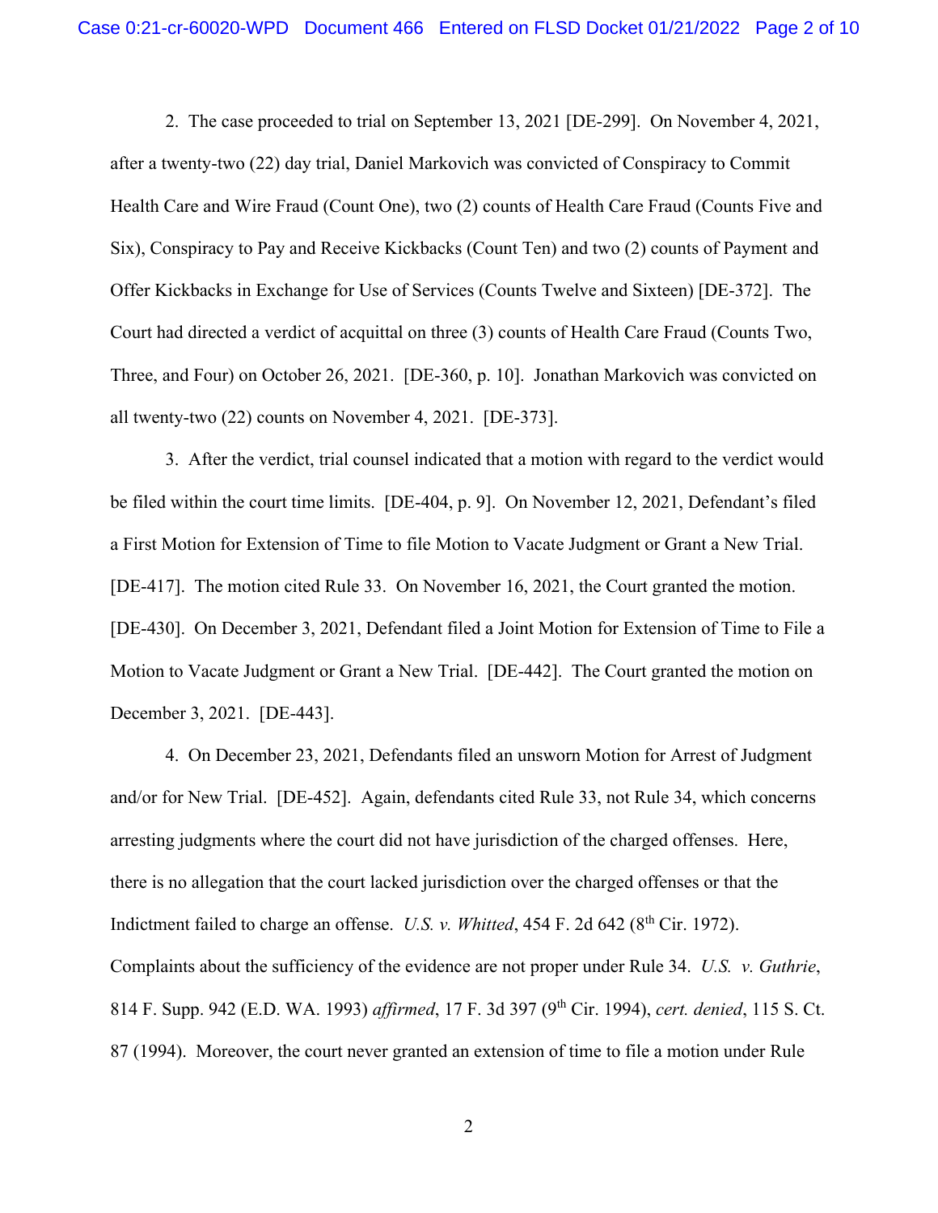2. The case proceeded to trial on September 13, 2021 [DE-299]. On November 4, 2021, after a twenty-two (22) day trial, Daniel Markovich was convicted of Conspiracy to Commit Health Care and Wire Fraud (Count One), two (2) counts of Health Care Fraud (Counts Five and Six), Conspiracy to Pay and Receive Kickbacks (Count Ten) and two (2) counts of Payment and Offer Kickbacks in Exchange for Use of Services (Counts Twelve and Sixteen) [DE-372]. The Court had directed a verdict of acquittal on three (3) counts of Health Care Fraud (Counts Two, Three, and Four) on October 26, 2021. [DE-360, p. 10]. Jonathan Markovich was convicted on all twenty-two (22) counts on November 4, 2021. [DE-373].

3. After the verdict, trial counsel indicated that a motion with regard to the verdict would be filed within the court time limits. [DE-404, p. 9]. On November 12, 2021, Defendant's filed a First Motion for Extension of Time to file Motion to Vacate Judgment or Grant a New Trial. [DE-417]. The motion cited Rule 33. On November 16, 2021, the Court granted the motion. [DE-430]. On December 3, 2021, Defendant filed a Joint Motion for Extension of Time to File a Motion to Vacate Judgment or Grant a New Trial. [DE-442]. The Court granted the motion on December 3, 2021. [DE-443].

4. On December 23, 2021, Defendants filed an unsworn Motion for Arrest of Judgment and/or for New Trial. [DE-452]. Again, defendants cited Rule 33, not Rule 34, which concerns arresting judgments where the court did not have jurisdiction of the charged offenses. Here, there is no allegation that the court lacked jurisdiction over the charged offenses or that the Indictment failed to charge an offense. *U.S. v. Whitted*, 454 F. 2d 642 (8th Cir. 1972). Complaints about the sufficiency of the evidence are not proper under Rule 34. *U.S. v. Guthrie*, 814 F. Supp. 942 (E.D. WA. 1993) *affirmed*, 17 F. 3d 397 (9th Cir. 1994), *cert. denied*, 115 S. Ct. 87 (1994). Moreover, the court never granted an extension of time to file a motion under Rule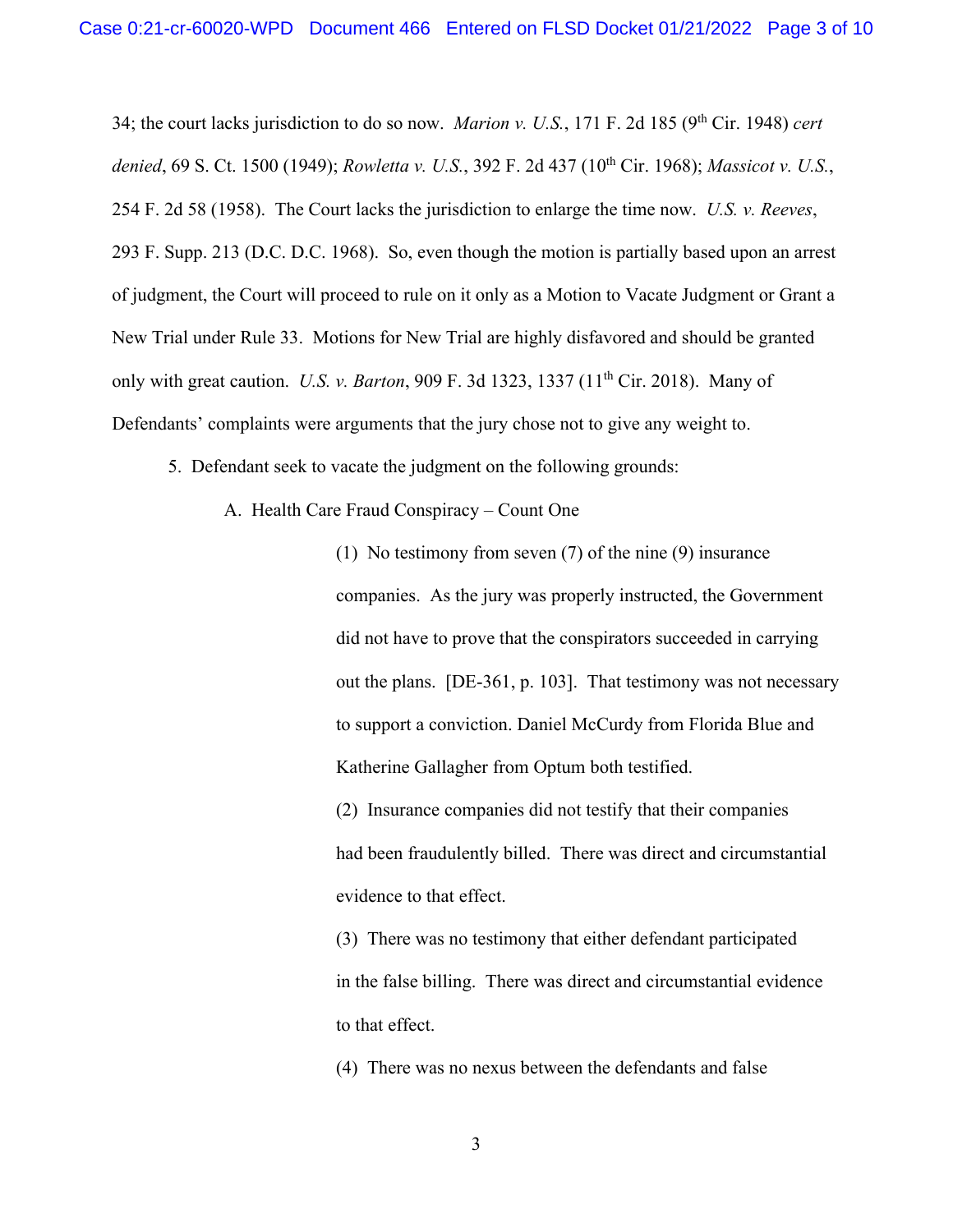34; the court lacks jurisdiction to do so now. *Marion v. U.S.*, 171 F. 2d 185 (9th Cir. 1948) *cert denied*, 69 S. Ct. 1500 (1949); *Rowletta v. U.S.*, 392 F. 2d 437 (10th Cir. 1968); *Massicot v. U.S.*, 254 F. 2d 58 (1958). The Court lacks the jurisdiction to enlarge the time now. *U.S. v. Reeves*, 293 F. Supp. 213 (D.C. D.C. 1968). So, even though the motion is partially based upon an arrest of judgment, the Court will proceed to rule on it only as a Motion to Vacate Judgment or Grant a New Trial under Rule 33. Motions for New Trial are highly disfavored and should be granted only with great caution. *U.S. v. Barton*, 909 F. 3d 1323, 1337 (11th Cir. 2018). Many of Defendants' complaints were arguments that the jury chose not to give any weight to.

5. Defendant seek to vacate the judgment on the following grounds:

A. Health Care Fraud Conspiracy – Count One

(1) No testimony from seven (7) of the nine (9) insurance companies. As the jury was properly instructed, the Government did not have to prove that the conspirators succeeded in carrying out the plans. [DE-361, p. 103]. That testimony was not necessary to support a conviction. Daniel McCurdy from Florida Blue and Katherine Gallagher from Optum both testified.

(2) Insurance companies did not testify that their companies had been fraudulently billed. There was direct and circumstantial evidence to that effect.

(3) There was no testimony that either defendant participated in the false billing. There was direct and circumstantial evidence to that effect.

(4) There was no nexus between the defendants and false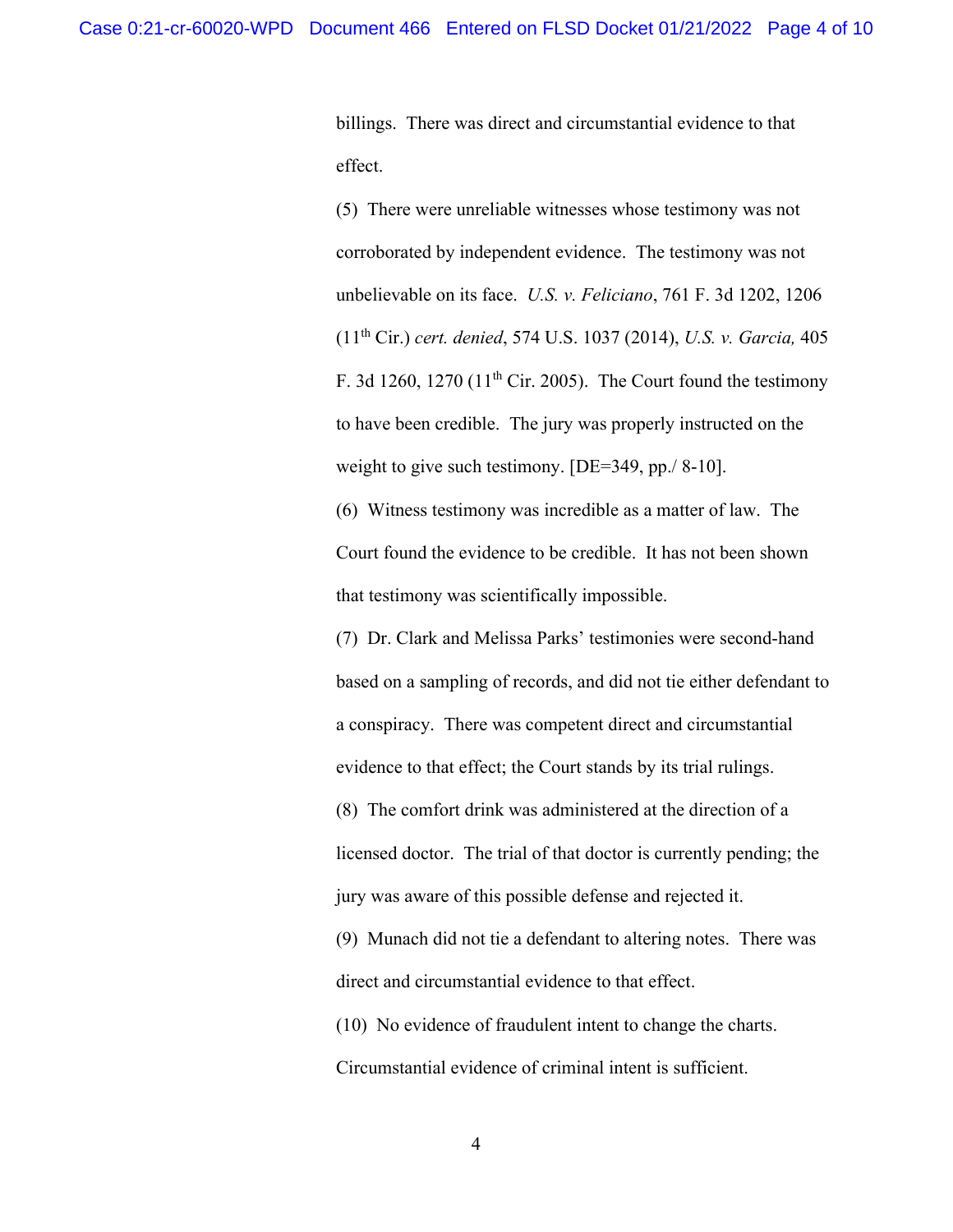billings. There was direct and circumstantial evidence to that effect.

(5) There were unreliable witnesses whose testimony was not corroborated by independent evidence. The testimony was not unbelievable on its face. *U.S. v. Feliciano*, 761 F. 3d 1202, 1206 (11th Cir.) *cert. denied*, 574 U.S. 1037 (2014), *U.S. v. Garcia,* 405 F. 3d 1260, 1270 (11th Cir. 2005). The Court found the testimony to have been credible. The jury was properly instructed on the weight to give such testimony. [DE=349, pp./ 8-10].

(6) Witness testimony was incredible as a matter of law. The Court found the evidence to be credible. It has not been shown that testimony was scientifically impossible.

(7) Dr. Clark and Melissa Parks' testimonies were second-hand based on a sampling of records, and did not tie either defendant to a conspiracy. There was competent direct and circumstantial evidence to that effect; the Court stands by its trial rulings.

(8) The comfort drink was administered at the direction of a licensed doctor. The trial of that doctor is currently pending; the jury was aware of this possible defense and rejected it.

(9) Munach did not tie a defendant to altering notes. There was direct and circumstantial evidence to that effect.

(10) No evidence of fraudulent intent to change the charts. Circumstantial evidence of criminal intent is sufficient.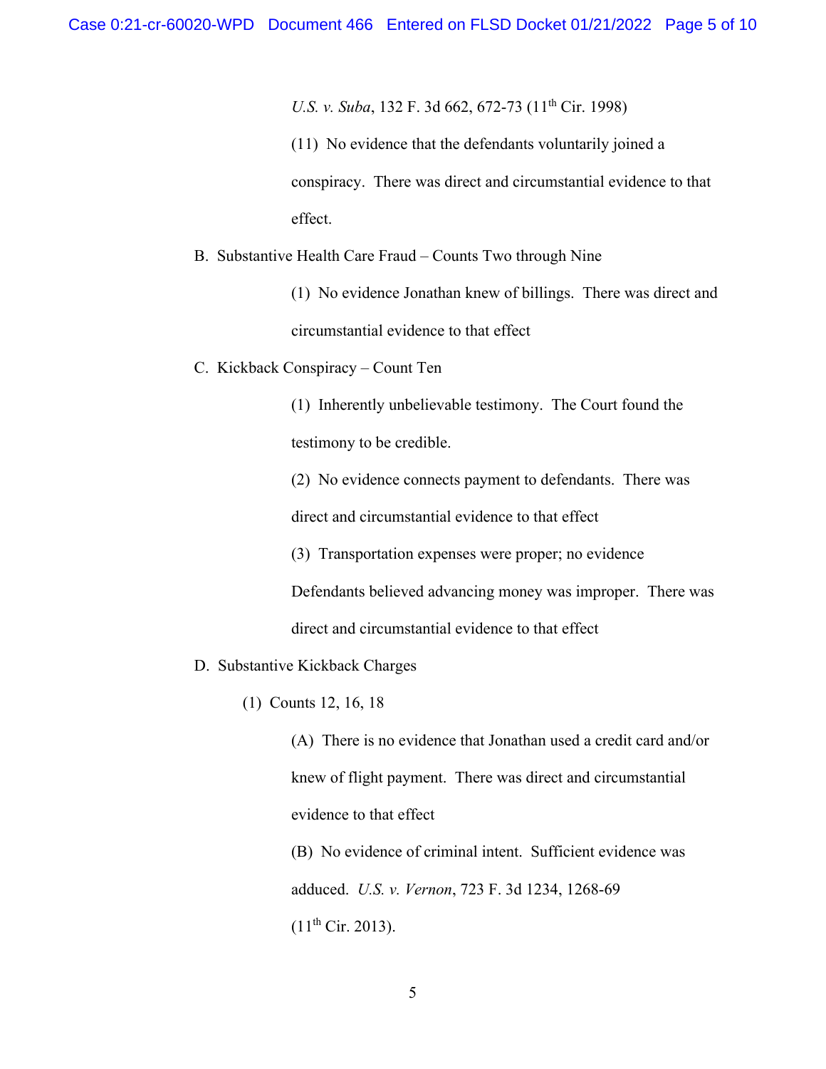*U.S. v. Suba*, 132 F. 3d 662, 672-73 (11th Cir. 1998)

(11) No evidence that the defendants voluntarily joined a conspiracy. There was direct and circumstantial evidence to that effect.

B. Substantive Health Care Fraud – Counts Two through Nine

(1) No evidence Jonathan knew of billings. There was direct and circumstantial evidence to that effect

C. Kickback Conspiracy – Count Ten

(1) Inherently unbelievable testimony. The Court found the testimony to be credible.

(2) No evidence connects payment to defendants. There was direct and circumstantial evidence to that effect

(3) Transportation expenses were proper; no evidence Defendants believed advancing money was improper. There was direct and circumstantial evidence to that effect

D. Substantive Kickback Charges

(1) Counts 12, 16, 18

(A) There is no evidence that Jonathan used a credit card and/or knew of flight payment. There was direct and circumstantial evidence to that effect

(B) No evidence of criminal intent. Sufficient evidence was adduced. *U.S. v. Vernon*, 723 F. 3d 1234, 1268-69 (11th Cir. 2013).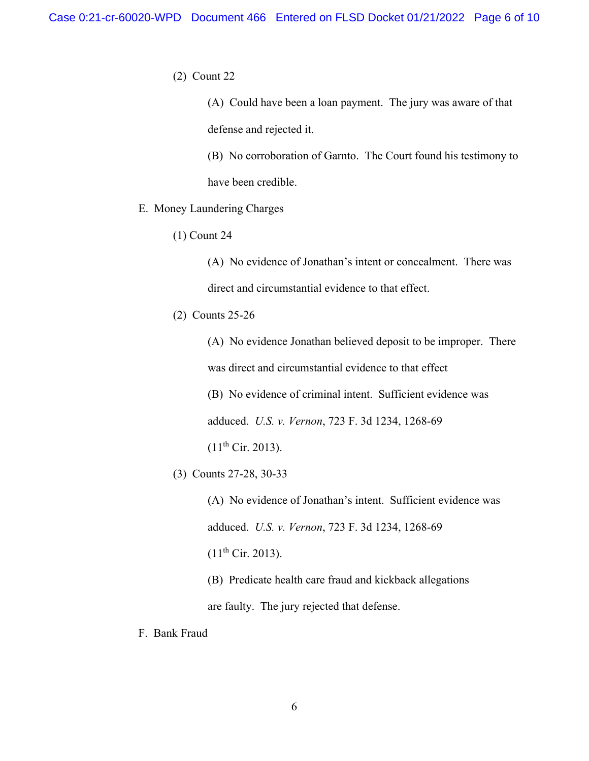(2) Count 22

(A) Could have been a loan payment. The jury was aware of that defense and rejected it.

(B) No corroboration of Garnto. The Court found his testimony to have been credible.

E. Money Laundering Charges

(1) Count 24

(A) No evidence of Jonathan's intent or concealment. There was direct and circumstantial evidence to that effect.

(2) Counts 25-26

(A) No evidence Jonathan believed deposit to be improper. There was direct and circumstantial evidence to that effect

(B) No evidence of criminal intent. Sufficient evidence was adduced. *U.S. v. Vernon*, 723 F. 3d 1234, 1268-69 (11th Cir. 2013).

(3) Counts 27-28, 30-33

(A) No evidence of Jonathan's intent. Sufficient evidence was adduced. *U.S. v. Vernon*, 723 F. 3d 1234, 1268-69 (11th Cir. 2013).

(B) Predicate health care fraud and kickback allegations are faulty. The jury rejected that defense.

F. Bank Fraud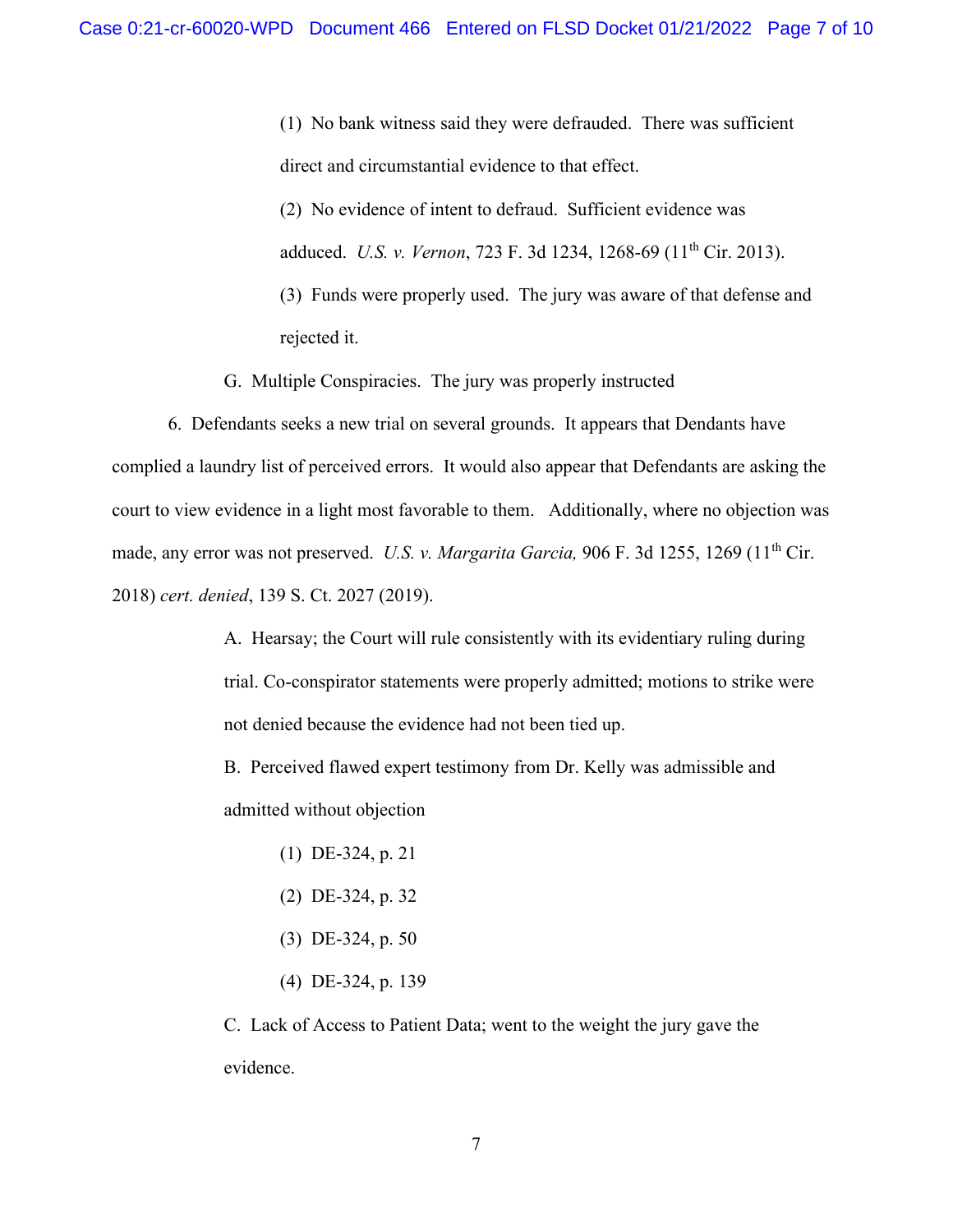(1) No bank witness said they were defrauded. There was sufficient direct and circumstantial evidence to that effect.

(2) No evidence of intent to defraud. Sufficient evidence was adduced. *U.S. v. Vernon*, 723 F. 3d 1234, 1268-69 (11th Cir. 2013).

(3) Funds were properly used. The jury was aware of that defense and rejected it.

G. Multiple Conspiracies. The jury was properly instructed

6. Defendants seeks a new trial on several grounds. It appears that Dendants have complied a laundry list of perceived errors. It would also appear that Defendants are asking the court to view evidence in a light most favorable to them. Additionally, where no objection was made, any error was not preserved. *U.S. v. Margarita Garcia,* 906 F. 3d 1255, 1269 (11th Cir. 2018) *cert. denied*, 139 S. Ct. 2027 (2019).

A. Hearsay; the Court will rule consistently with its evidentiary ruling during trial. Co-conspirator statements were properly admitted; motions to strike were not denied because the evidence had not been tied up.

B. Perceived flawed expert testimony from Dr. Kelly was admissible and admitted without objection

(1) DE-324, p. 21

(2) DE-324, p. 32

(3) DE-324, p. 50

(4) DE-324, p. 139

C. Lack of Access to Patient Data; went to the weight the jury gave the evidence.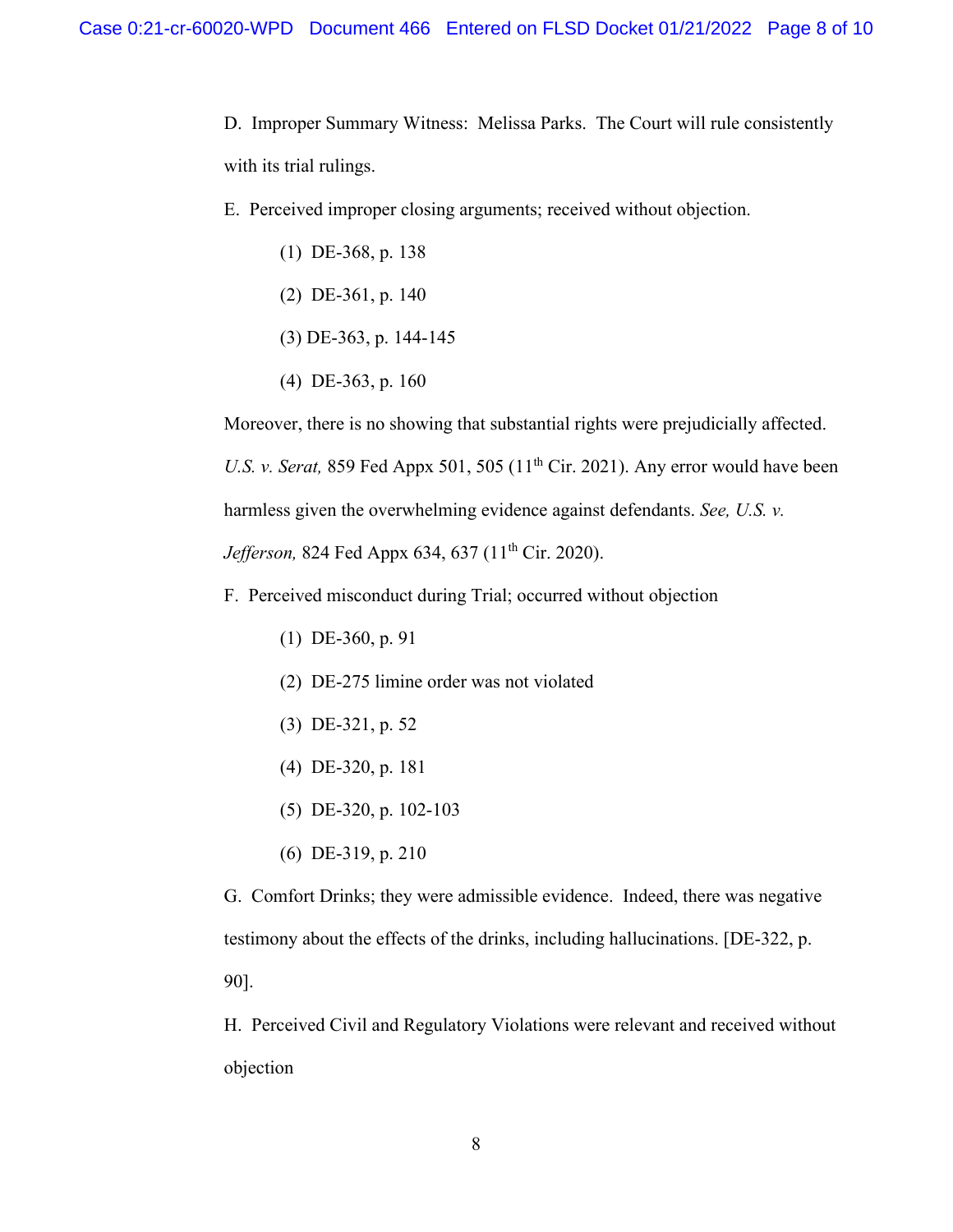D. Improper Summary Witness: Melissa Parks. The Court will rule consistently with its trial rulings.

E. Perceived improper closing arguments; received without objection.

(1) DE-368, p. 138

(2) DE-361, p. 140

(3) DE-363, p. 144-145

(4) DE-363, p. 160

Moreover, there is no showing that substantial rights were prejudicially affected. *U.S. v. Serat,* 859 Fed Appx 501, 505 (11th Cir. 2021). Any error would have been harmless given the overwhelming evidence against defendants. *See, U.S. v. Jefferson,* 824 Fed Appx 634, 637 (11th Cir. 2020).

F. Perceived misconduct during Trial; occurred without objection

(1) DE-360, p. 91

(2) DE-275 limine order was not violated

(3) DE-321, p. 52

(4) DE-320, p. 181

(5) DE-320, p. 102-103

(6) DE-319, p. 210

G. Comfort Drinks; they were admissible evidence. Indeed, there was negative testimony about the effects of the drinks, including hallucinations. [DE-322, p. 90].

H. Perceived Civil and Regulatory Violations were relevant and received without objection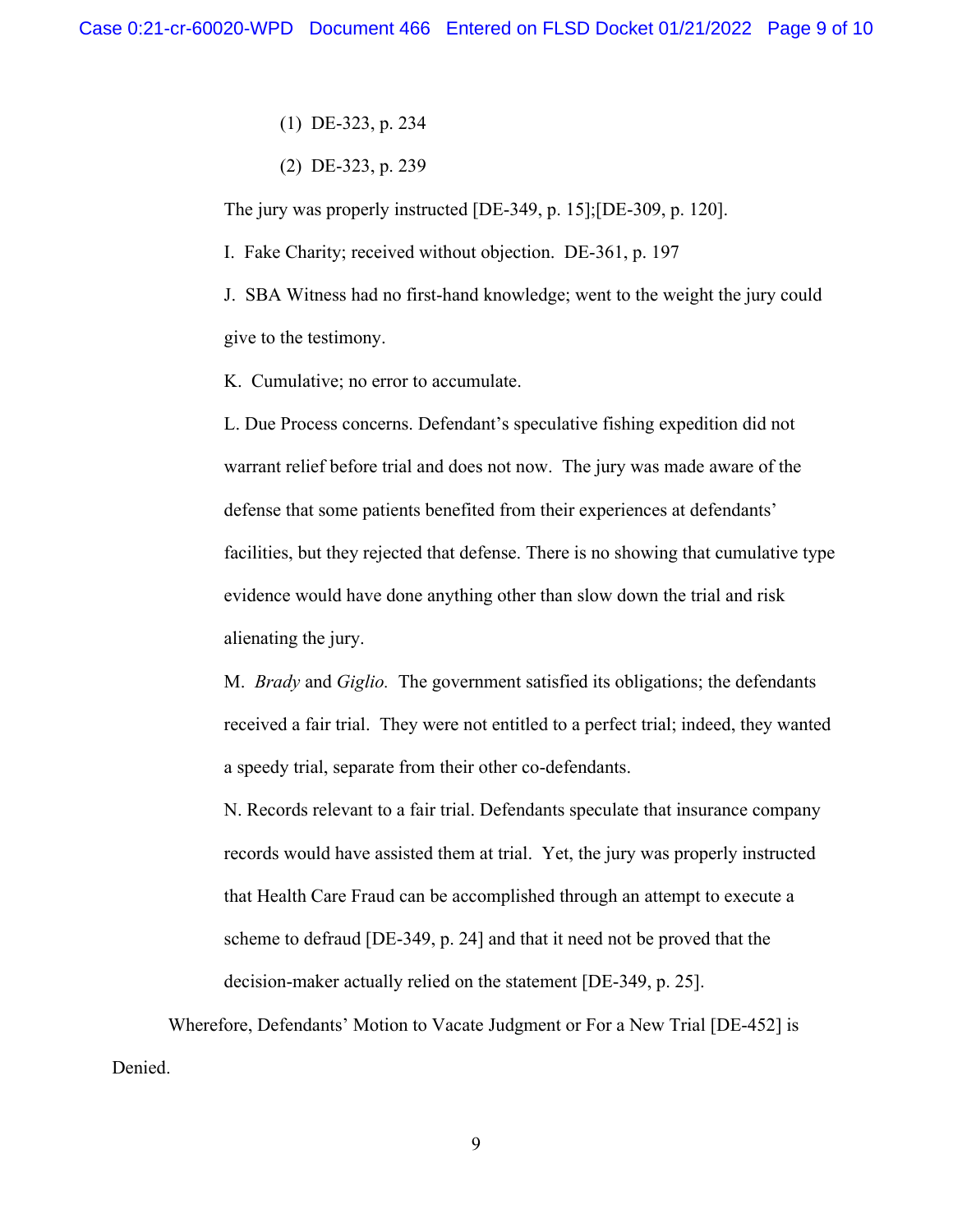(1) DE-323, p. 234

(2) DE-323, p. 239

The jury was properly instructed [DE-349, p. 15];[DE-309, p. 120].

I. Fake Charity; received without objection. DE-361, p. 197

J. SBA Witness had no first-hand knowledge; went to the weight the jury could give to the testimony.

K. Cumulative; no error to accumulate.

L. Due Process concerns. Defendant's speculative fishing expedition did not warrant relief before trial and does not now. The jury was made aware of the defense that some patients benefited from their experiences at defendants' facilities, but they rejected that defense. There is no showing that cumulative type evidence would have done anything other than slow down the trial and risk alienating the jury.

M. *Brady* and *Giglio.* The government satisfied its obligations; the defendants received a fair trial. They were not entitled to a perfect trial; indeed, they wanted a speedy trial, separate from their other co-defendants.

N. Records relevant to a fair trial. Defendants speculate that insurance company records would have assisted them at trial. Yet, the jury was properly instructed that Health Care Fraud can be accomplished through an attempt to execute a scheme to defraud [DE-349, p. 24] and that it need not be proved that the decision-maker actually relied on the statement [DE-349, p. 25].

Wherefore, Defendants' Motion to Vacate Judgment or For a New Trial [DE-452] is Denied.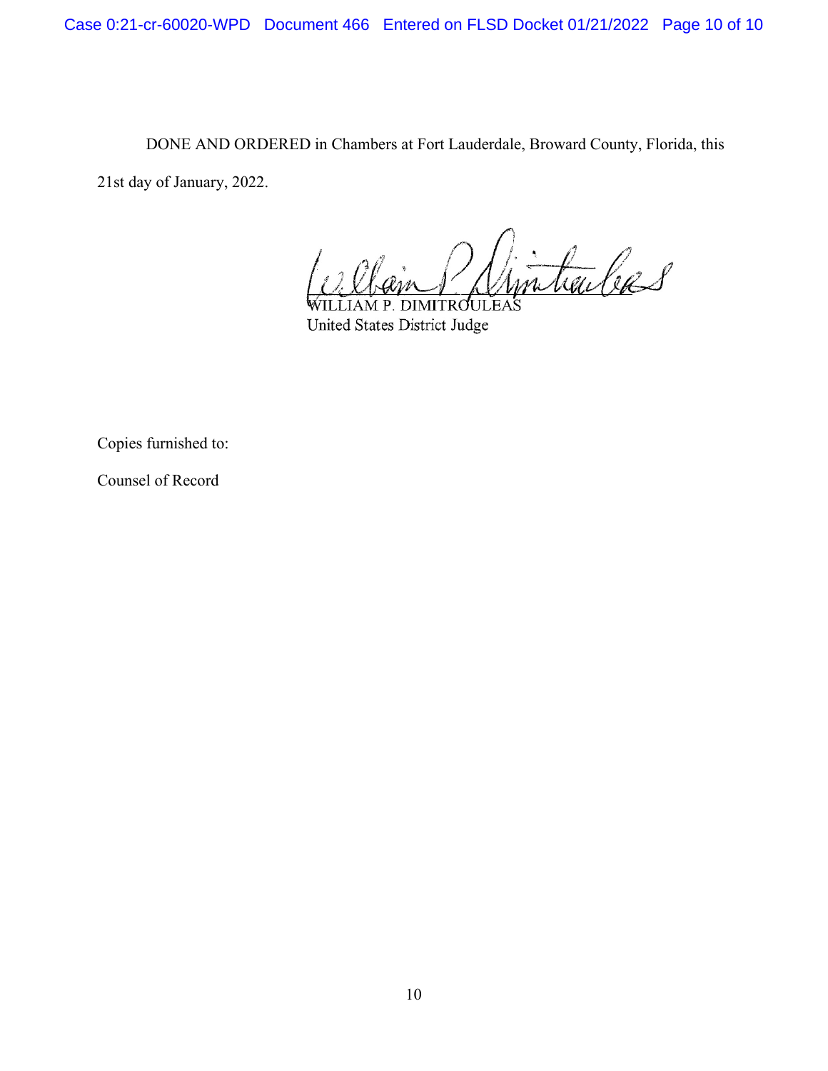DONE AND ORDERED in Chambers at Fort Lauderdale, Broward County, Florida, this 21st day of January, 2022.

WILLIAM P. DIMITROULEAS
United States District Judge

Copies furnished to:

Counsel of Record